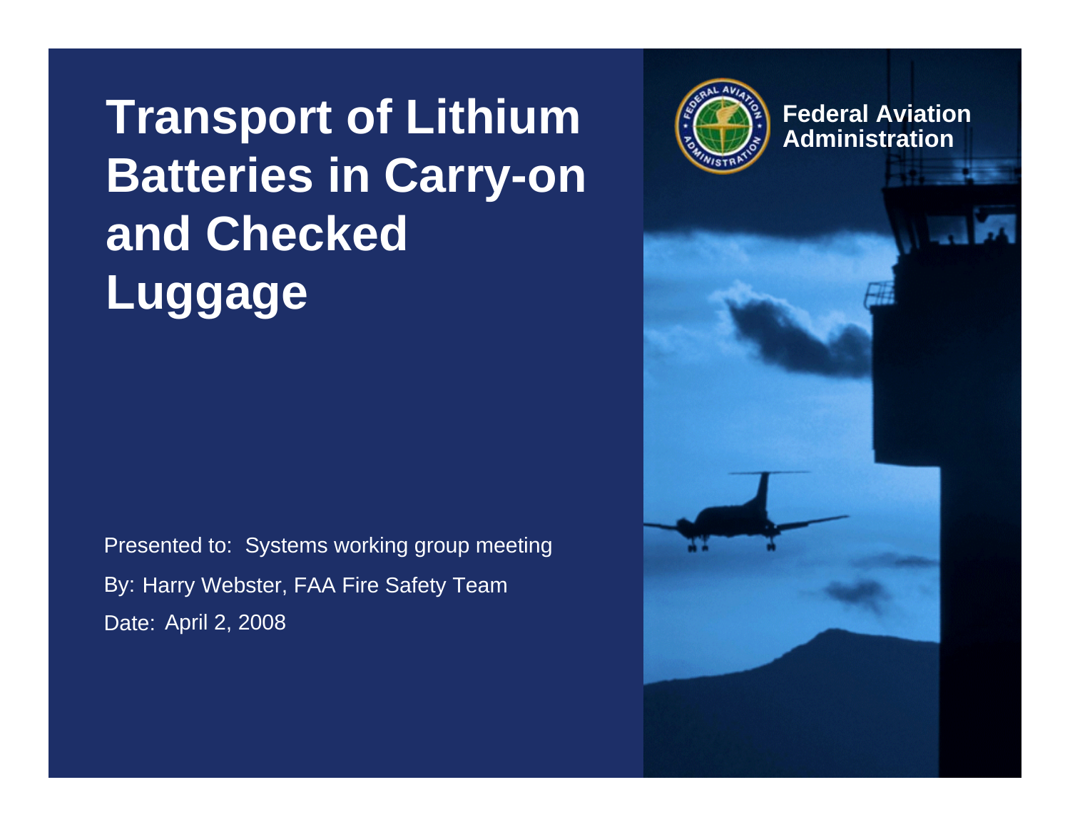# Transport of Lithium Batteries in Carry-on and Checked Luggage

Federal Aviation Administration

Presented to: Systems working group meeting

By: Harry Webster, FAA Fire Safety Team

Date: April 2, 2008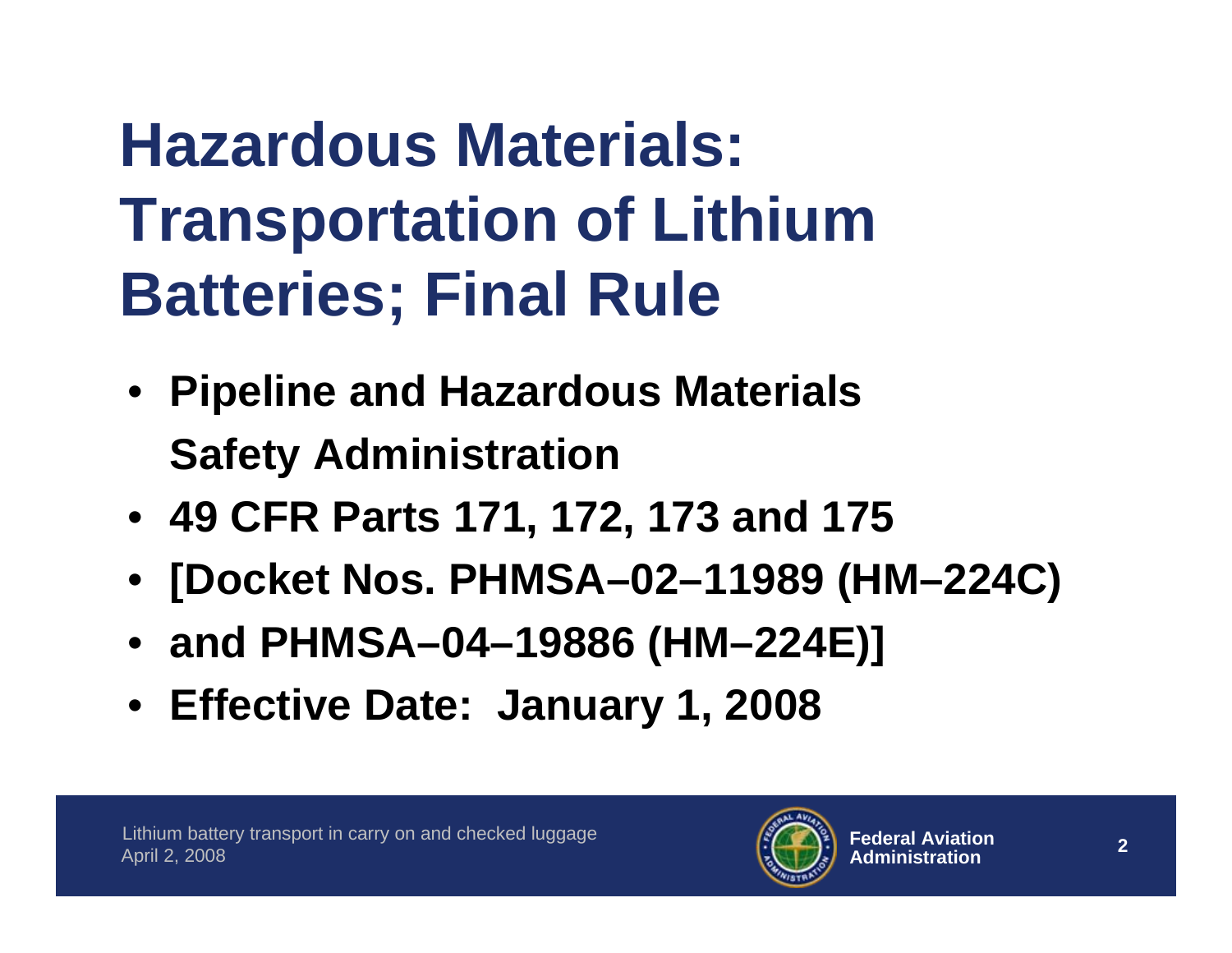# Hazardous Materials: Transportation of Lithium Batteries; Final Rule

- **Pipeline and Hazardous Materials Safety Administration**
- **49 CFR Parts 171, 172, 173 and 175**
- **[Docket Nos. PHMSA–02–11989 (HM–224C)**
- **and PHMSA–04–19886 (HM–224E)]**
- **Effective Date: January 1, 2008**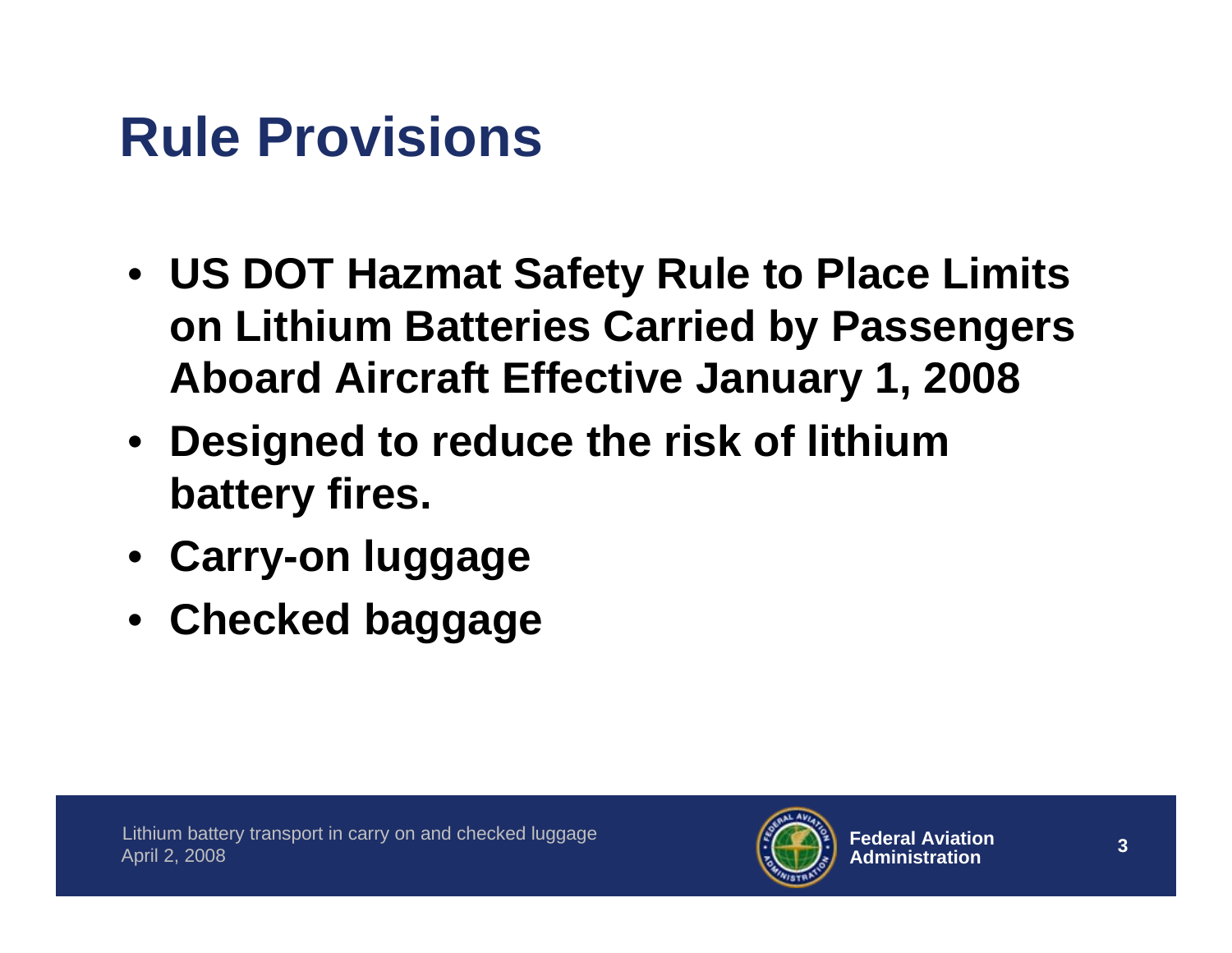# Rule Provisions

- **US DOT Hazmat Safety Rule to Place Limits on Lithium Batteries Carried by Passengers Aboard Aircraft Effective January 1, 2008**
- **Designed to reduce the risk of lithium battery fires.**
- **Carry-on luggage**
- **Checked baggage**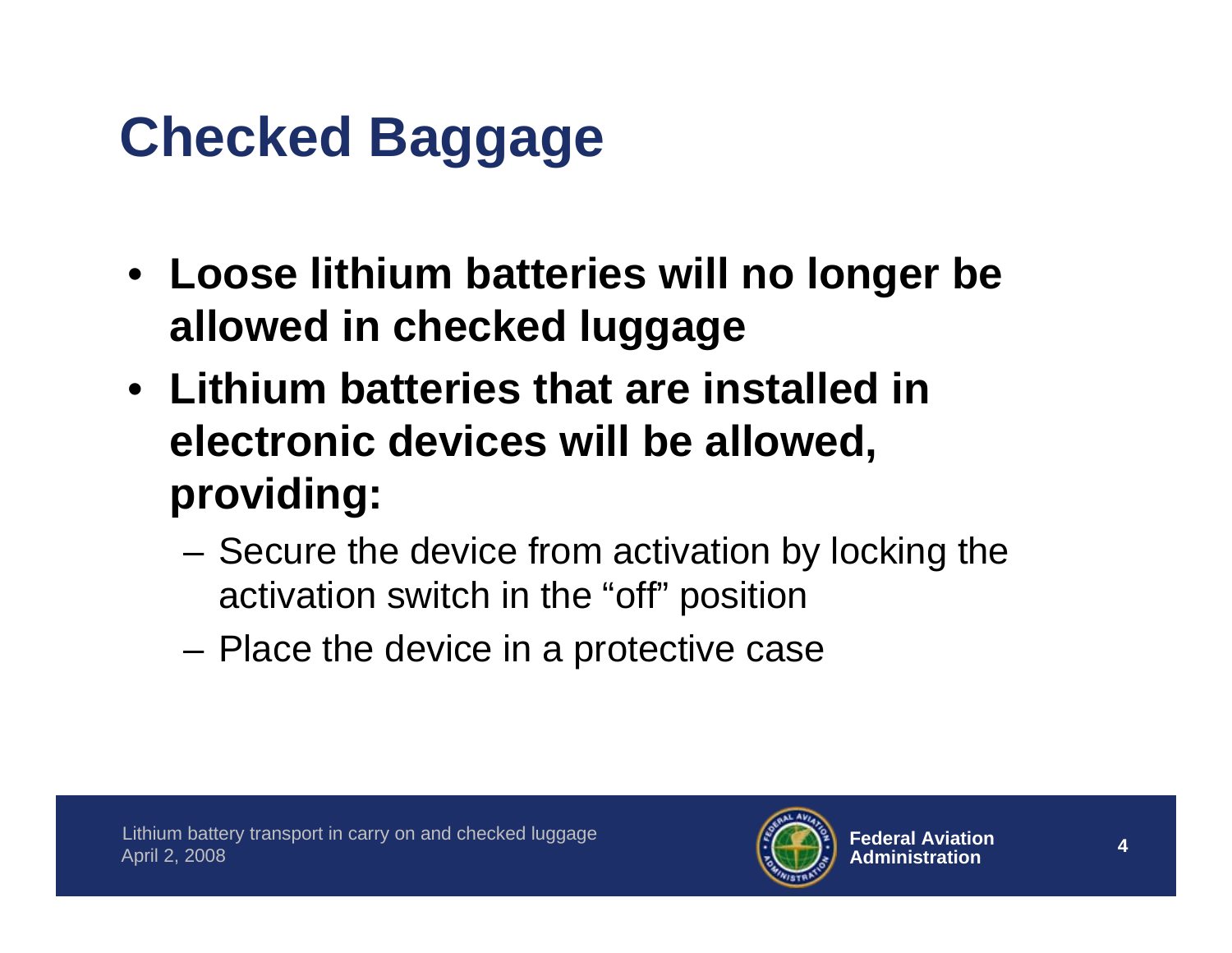# Checked Baggage

- **Loose lithium batteries will no longer be allowed in checked luggage**
- **Lithium batteries that are installed in electronic devices will be allowed, providing:**
  - Secure the device from activation by locking the activation switch in the "off" position
  - Place the device in a protective case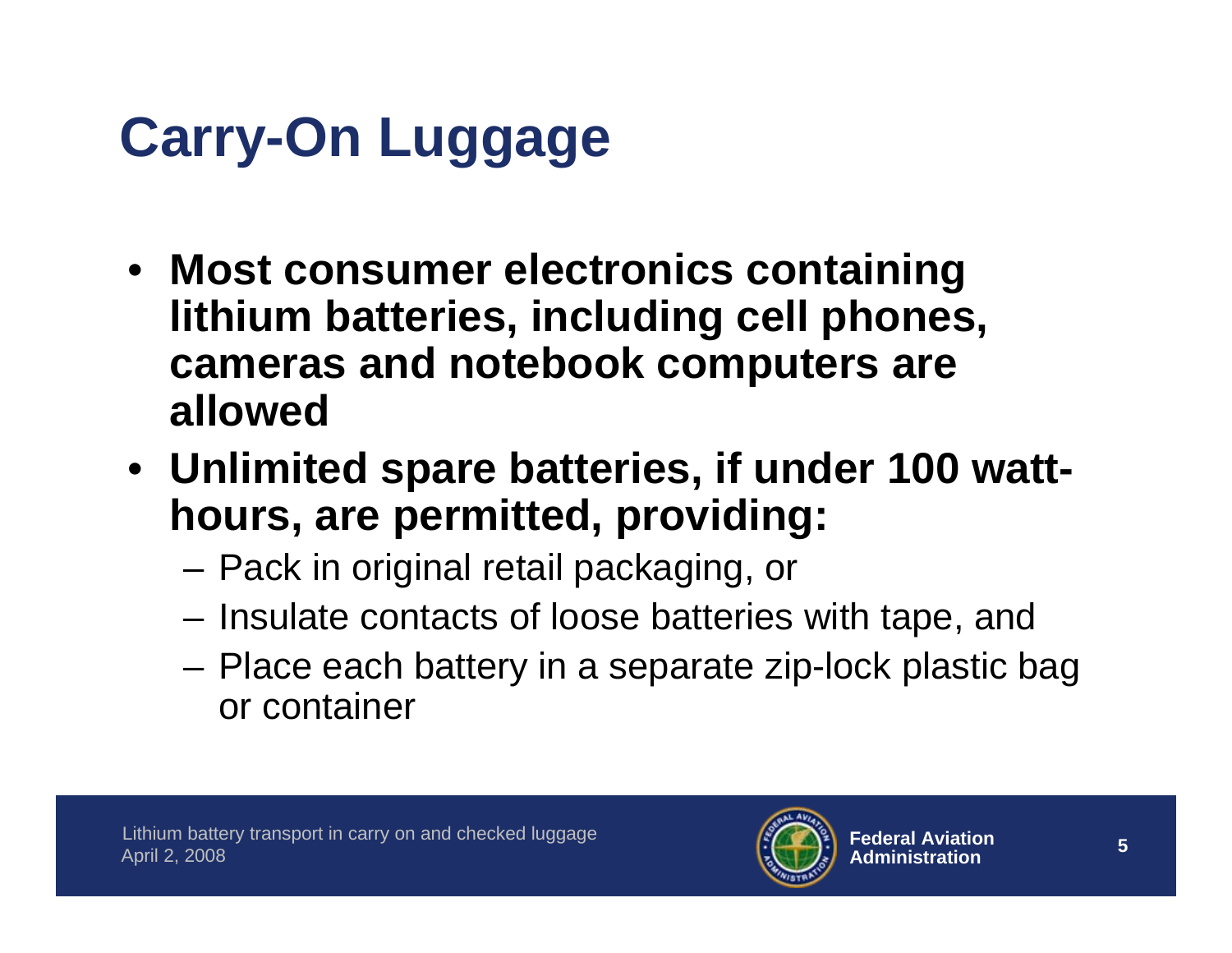# Carry-On Luggage

- **Most consumer electronics containing lithium batteries, including cell phones, cameras and notebook computers are allowed**
- **Unlimited spare batteries, if under 100 watt-hours, are permitted, providing:**
  - Pack in original retail packaging, or
  - Insulate contacts of loose batteries with tape, and
  - Place each battery in a separate zip-lock plastic bag or container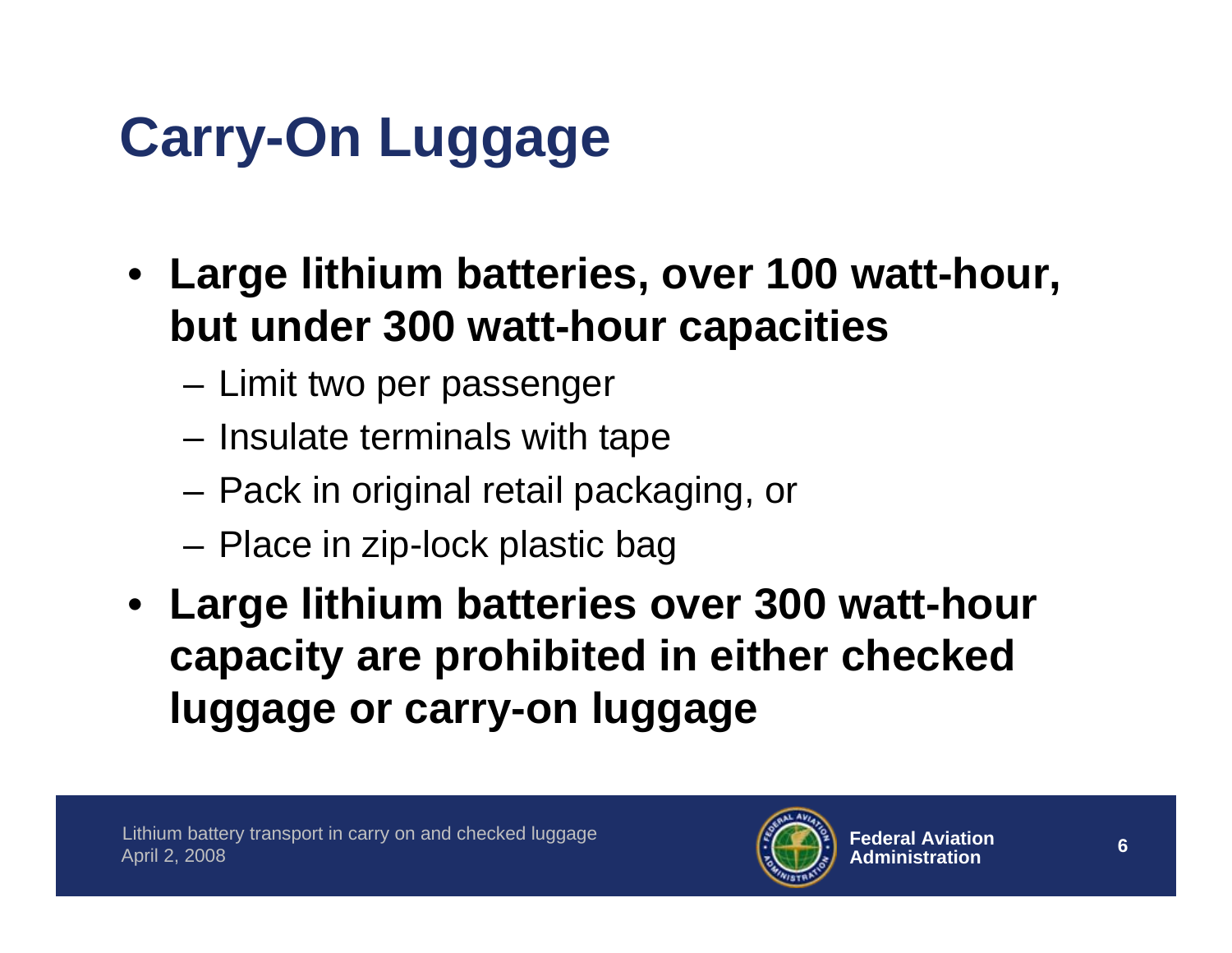# Carry-On Luggage

- **Large lithium batteries, over 100 watt-hour, but under 300 watt-hour capacities**
  - Limit two per passenger
  - Insulate terminals with tape
  - Pack in original retail packaging, or
  - Place in zip-lock plastic bag
- **Large lithium batteries over 300 watt-hour capacity are prohibited in either checked luggage or carry-on luggage**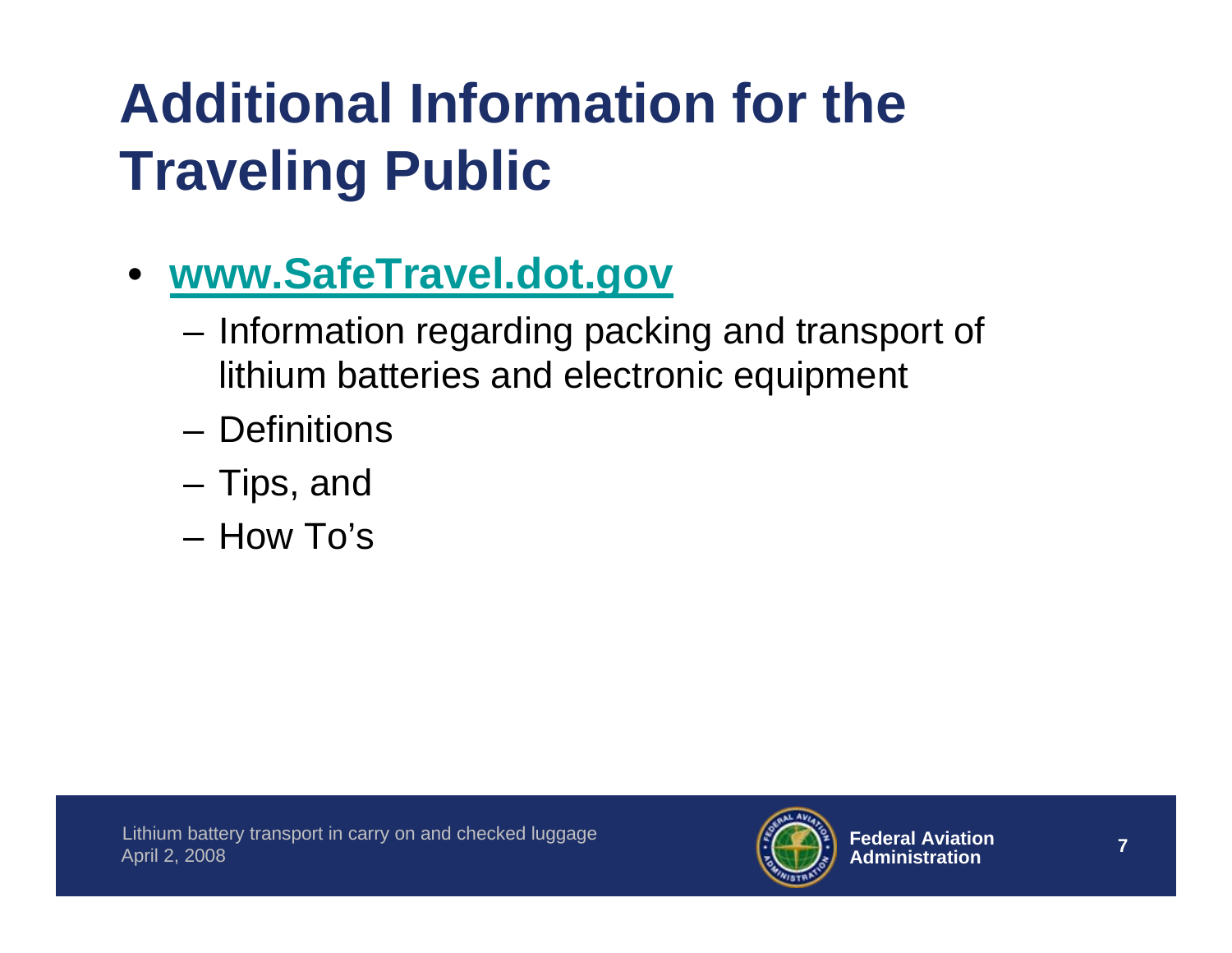# Additional Information for the Traveling Public

- **www.SafeTravel.dot.gov**
  - Information regarding packing and transport of lithium batteries and electronic equipment
  - Definitions
  - Tips, and
  - How To's